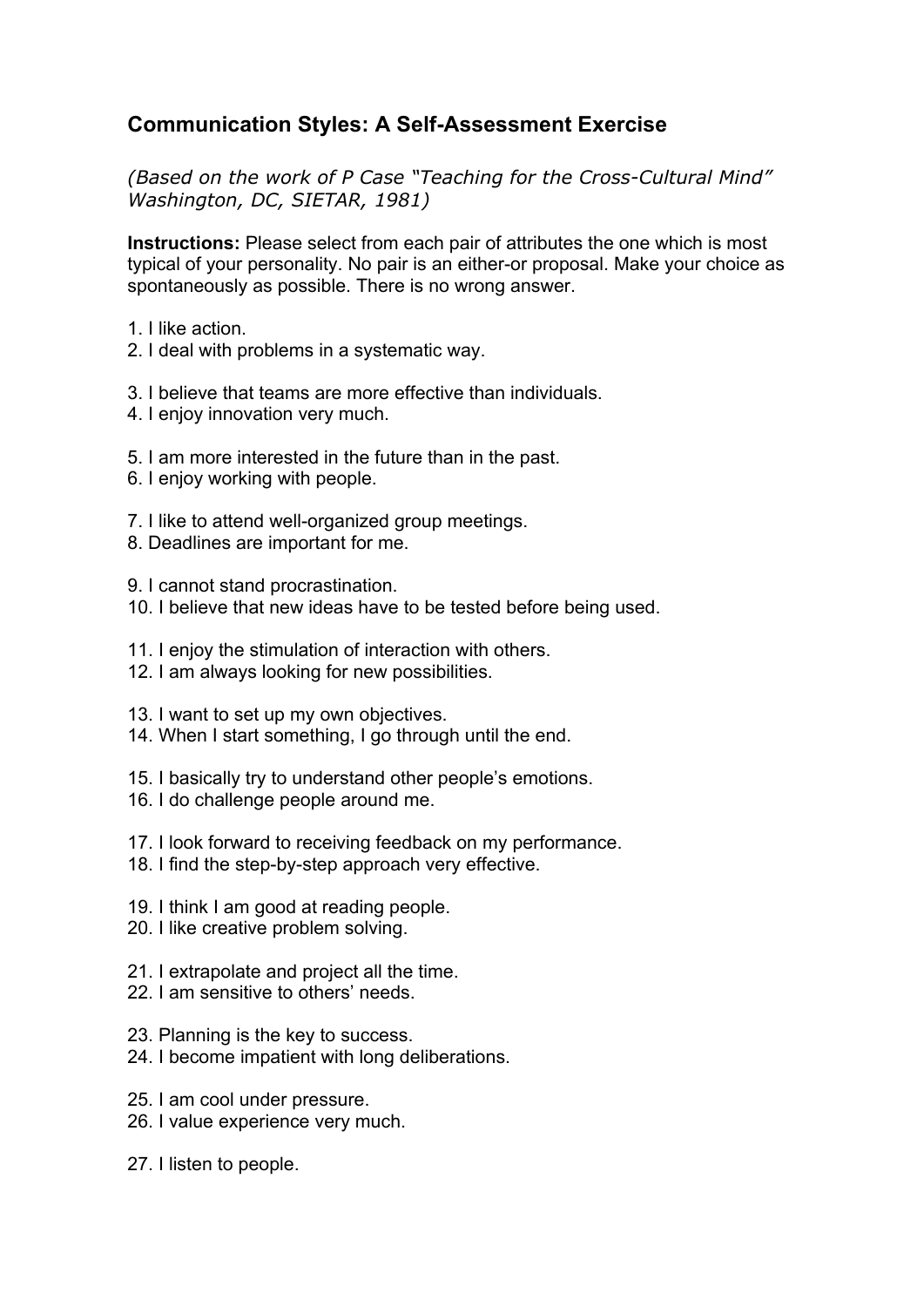## Communication Styles: A Self-Assessment Exercise

*(Based on the work of P Case "Teaching for the Cross-Cultural Mind" Washington, DC, SIETAR, 1981)*

**Instructions:** Please select from each pair of attributes the one which is most typical of your personality. No pair is an either-or proposal. Make your choice as spontaneously as possible. There is no wrong answer.

1. I like action.
2. I deal with problems in a systematic way.

3. I believe that teams are more effective than individuals.
4. I enjoy innovation very much.

5. I am more interested in the future than in the past.
6. I enjoy working with people.

7. I like to attend well-organized group meetings.
8. Deadlines are important for me.

9. I cannot stand procrastination.
10. I believe that new ideas have to be tested before being used.

11. I enjoy the stimulation of interaction with others.
12. I am always looking for new possibilities.

13. I want to set up my own objectives.
14. When I start something, I go through until the end.

15. I basically try to understand other people's emotions.
16. I do challenge people around me.

17. I look forward to receiving feedback on my performance.
18. I find the step-by-step approach very effective.

19. I think I am good at reading people.
20. I like creative problem solving.

21. I extrapolate and project all the time.
22. I am sensitive to others' needs.

23. Planning is the key to success.
24. I become impatient with long deliberations.

25. I am cool under pressure.
26. I value experience very much.

27. I listen to people.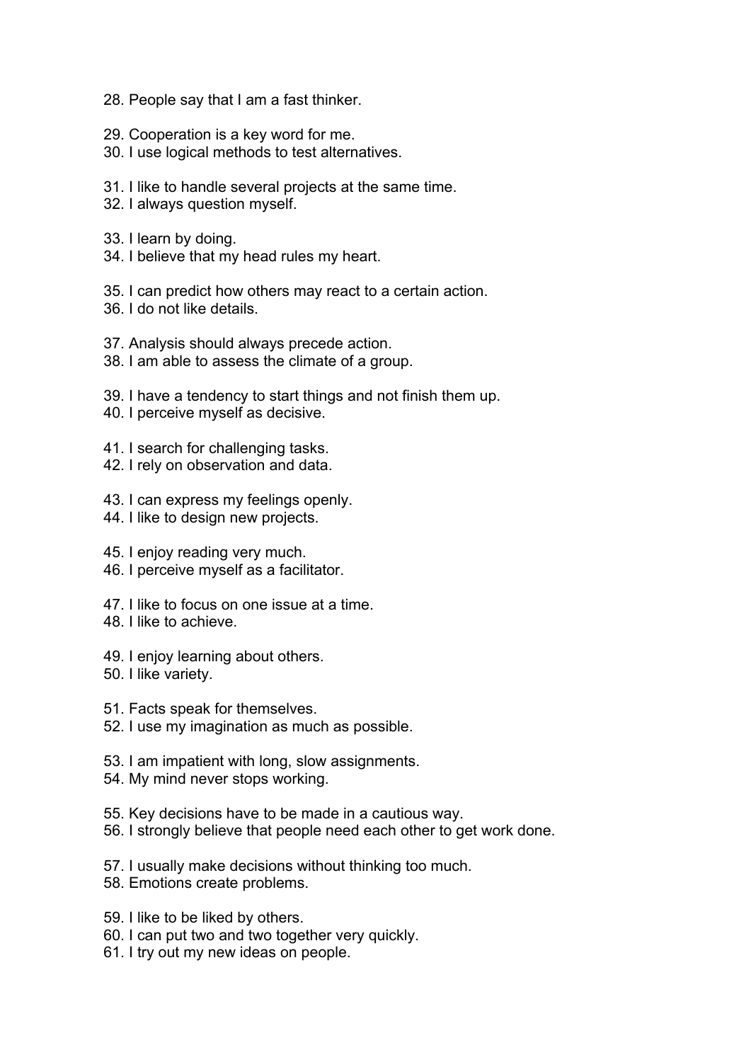28. People say that I am a fast thinker.

29. Cooperation is a key word for me.
30. I use logical methods to test alternatives.

31. I like to handle several projects at the same time.
32. I always question myself.

33. I learn by doing.
34. I believe that my head rules my heart.

35. I can predict how others may react to a certain action.
36. I do not like details.

37. Analysis should always precede action.
38. I am able to assess the climate of a group.

39. I have a tendency to start things and not finish them up.
40. I perceive myself as decisive.

41. I search for challenging tasks.
42. I rely on observation and data.

43. I can express my feelings openly.
44. I like to design new projects.

45. I enjoy reading very much.
46. I perceive myself as a facilitator.

47. I like to focus on one issue at a time.
48. I like to achieve.

49. I enjoy learning about others.
50. I like variety.

51. Facts speak for themselves.
52. I use my imagination as much as possible.

53. I am impatient with long, slow assignments.
54. My mind never stops working.

55. Key decisions have to be made in a cautious way.
56. I strongly believe that people need each other to get work done.

57. I usually make decisions without thinking too much.
58. Emotions create problems.

59. I like to be liked by others.
60. I can put two and two together very quickly.
61. I try out my new ideas on people.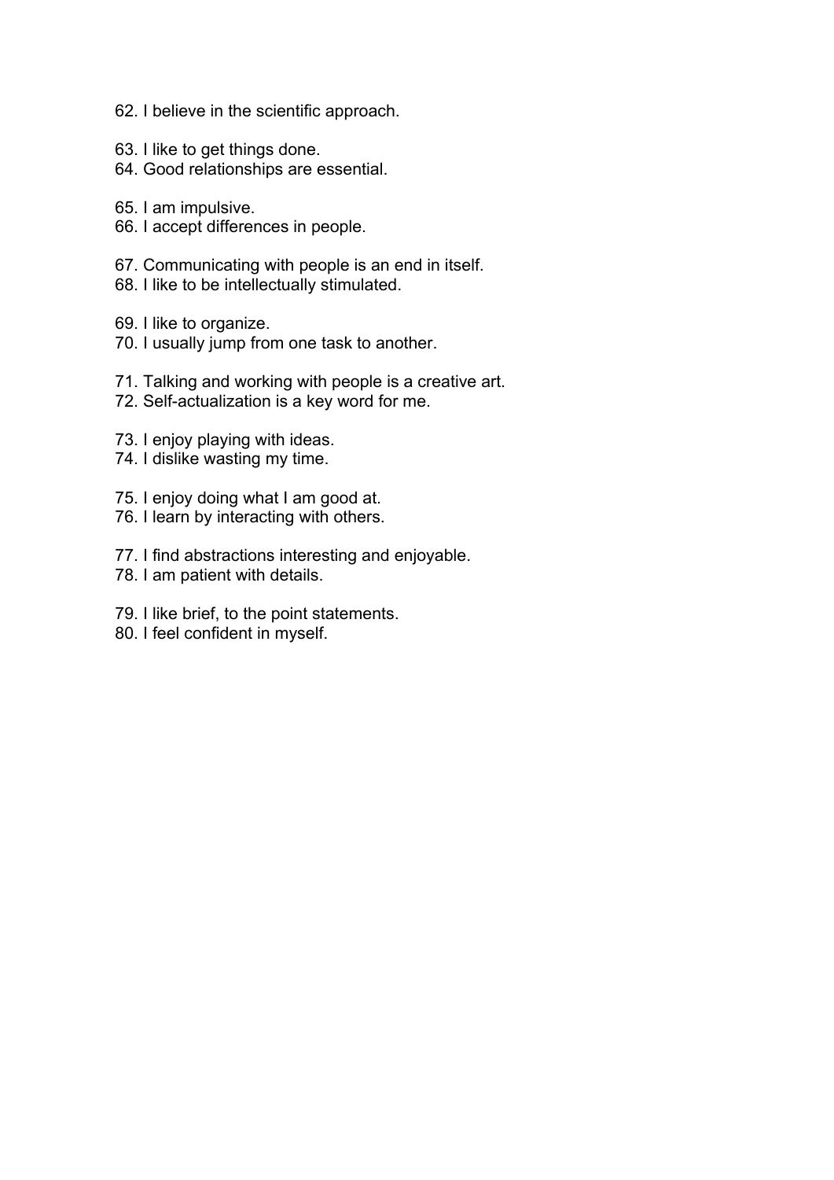62. I believe in the scientific approach.

63. I like to get things done.
64. Good relationships are essential.

65. I am impulsive.
66. I accept differences in people.

67. Communicating with people is an end in itself.
68. I like to be intellectually stimulated.

69. I like to organize.
70. I usually jump from one task to another.

71. Talking and working with people is a creative art.
72. Self-actualization is a key word for me.

73. I enjoy playing with ideas.
74. I dislike wasting my time.

75. I enjoy doing what I am good at.
76. I learn by interacting with others.

77. I find abstractions interesting and enjoyable.
78. I am patient with details.

79. I like brief, to the point statements.
80. I feel confident in myself.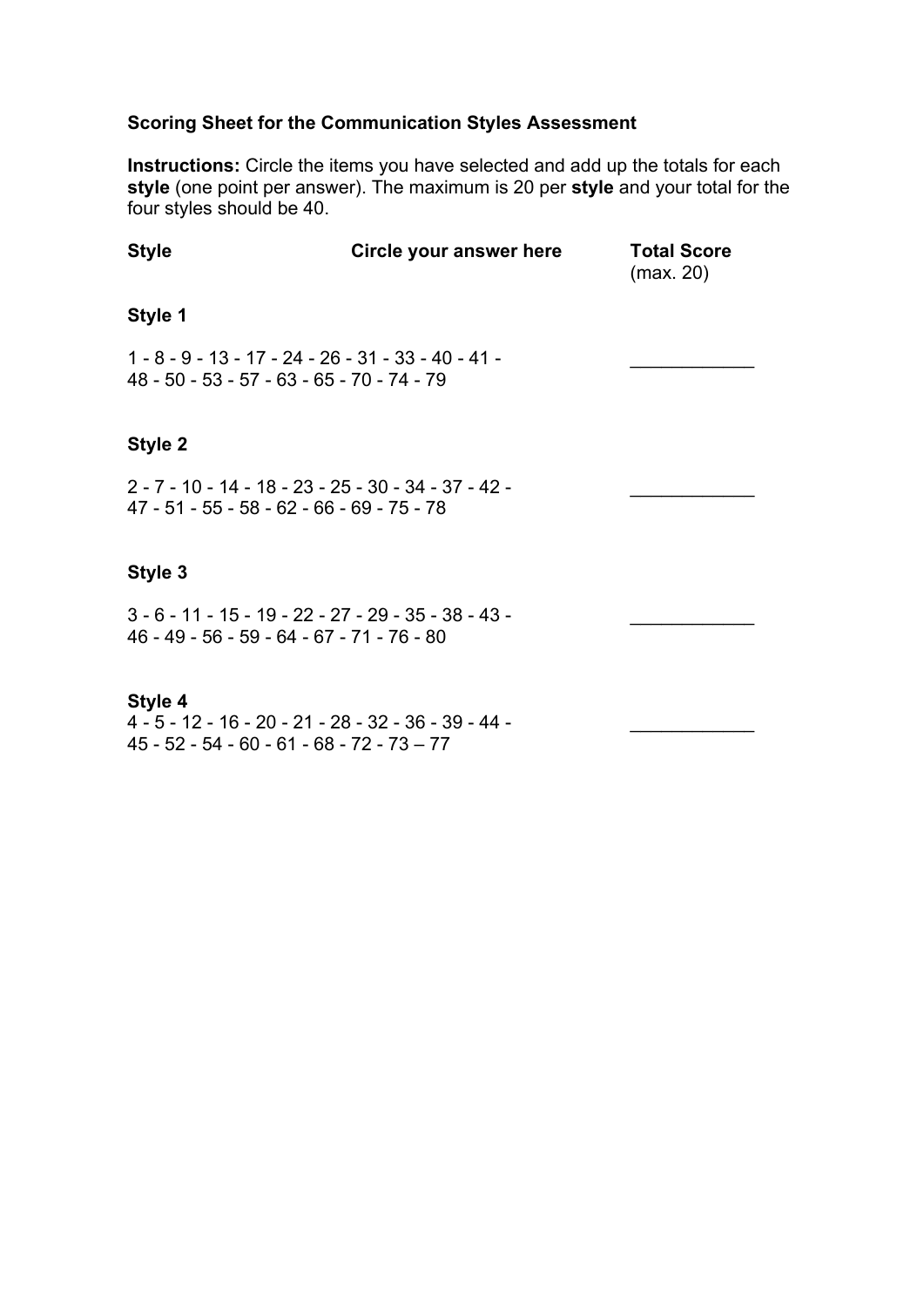**Scoring Sheet for the Communication Styles Assessment**

**Instructions:** Circle the items you have selected and add up the totals for each **style** (one point per answer). The maximum is 20 per **style** and your total for the four styles should be 40.

| Style | Circle your answer here | Total Score (max. 20) |
|---|---|---|
| **Style 1** | 1 - 8 - 9 - 13 - 17 - 24 - 26 - 31 - 33 - 40 - 41 - 48 - 50 - 53 - 57 - 63 - 65 - 70 - 74 - 79 | ____________ |
| **Style 2** | 2 - 7 - 10 - 14 - 18 - 23 - 25 - 30 - 34 - 37 - 42 - 47 - 51 - 55 - 58 - 62 - 66 - 69 - 75 - 78 | ____________ |
| **Style 3** | 3 - 6 - 11 - 15 - 19 - 22 - 27 - 29 - 35 - 38 - 43 - 46 - 49 - 56 - 59 - 64 - 67 - 71 - 76 - 80 | ____________ |
| **Style 4** | 4 - 5 - 12 - 16 - 20 - 21 - 28 - 32 - 36 - 39 - 44 - 45 - 52 - 54 - 60 - 61 - 68 - 72 - 73 – 77 | ____________ |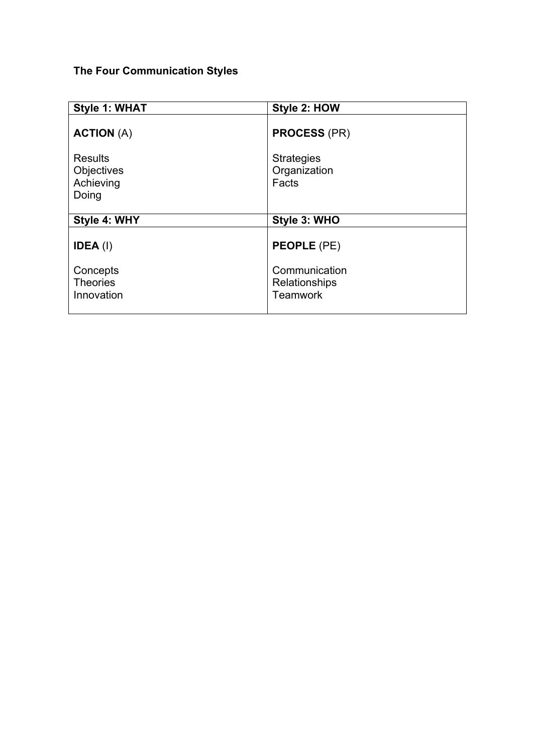**The Four Communication Styles**

| Style 1: WHAT | Style 2: HOW |
| --- | --- |
| **ACTION** (A)<br><br>Results<br>Objectives<br>Achieving<br>Doing | **PROCESS** (PR)<br><br>Strategies<br>Organization<br>Facts |
| **Style 4: WHY** | **Style 3: WHO** |
| **IDEA** (I)<br><br>Concepts<br>Theories<br>Innovation | **PEOPLE** (PE)<br><br>Communication<br>Relationships<br>Teamwork |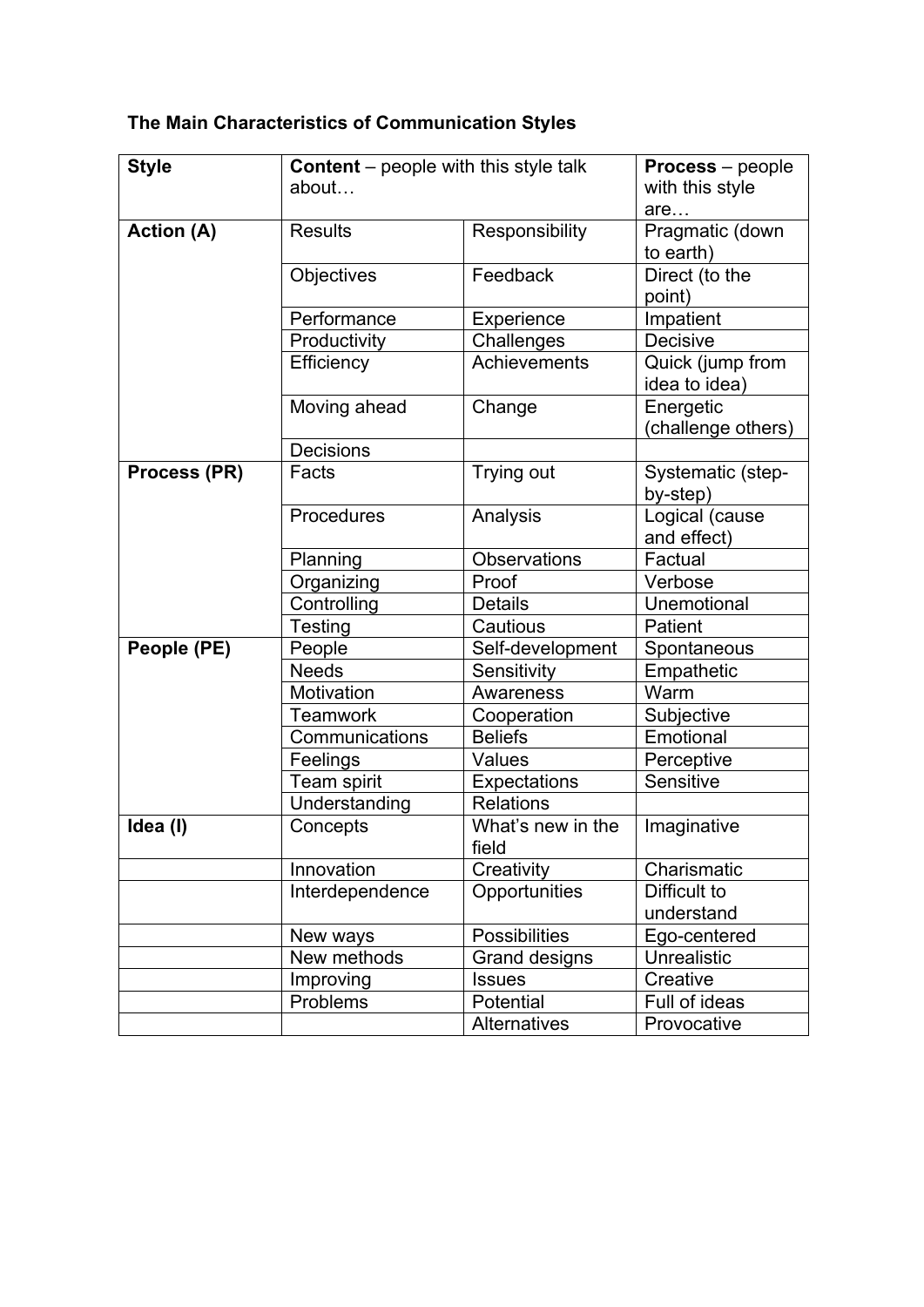**The Main Characteristics of Communication Styles**

| Style | Content – people with this style talk about… | | Process – people with this style are… |
|---|---|---|---|
| **Action (A)** | Results | Responsibility | Pragmatic (down to earth) |
| | Objectives | Feedback | Direct (to the point) |
| | Performance | Experience | Impatient |
| | Productivity | Challenges | Decisive |
| | Efficiency | Achievements | Quick (jump from idea to idea) |
| | Moving ahead | Change | Energetic (challenge others) |
| | Decisions | | |
| **Process (PR)** | Facts | Trying out | Systematic (step-by-step) |
| | Procedures | Analysis | Logical (cause and effect) |
| | Planning | Observations | Factual |
| | Organizing | Proof | Verbose |
| | Controlling | Details | Unemotional |
| | Testing | Cautious | Patient |
| **People (PE)** | People | Self-development | Spontaneous |
| | Needs | Sensitivity | Empathetic |
| | Motivation | Awareness | Warm |
| | Teamwork | Cooperation | Subjective |
| | Communications | Beliefs | Emotional |
| | Feelings | Values | Perceptive |
| | Team spirit | Expectations | Sensitive |
| | Understanding | Relations | |
| **Idea (I)** | Concepts | What's new in the field | Imaginative |
| | Innovation | Creativity | Charismatic |
| | Interdependence | Opportunities | Difficult to understand |
| | New ways | Possibilities | Ego-centered |
| | New methods | Grand designs | Unrealistic |
| | Improving | Issues | Creative |
| | Problems | Potential | Full of ideas |
| | | Alternatives | Provocative |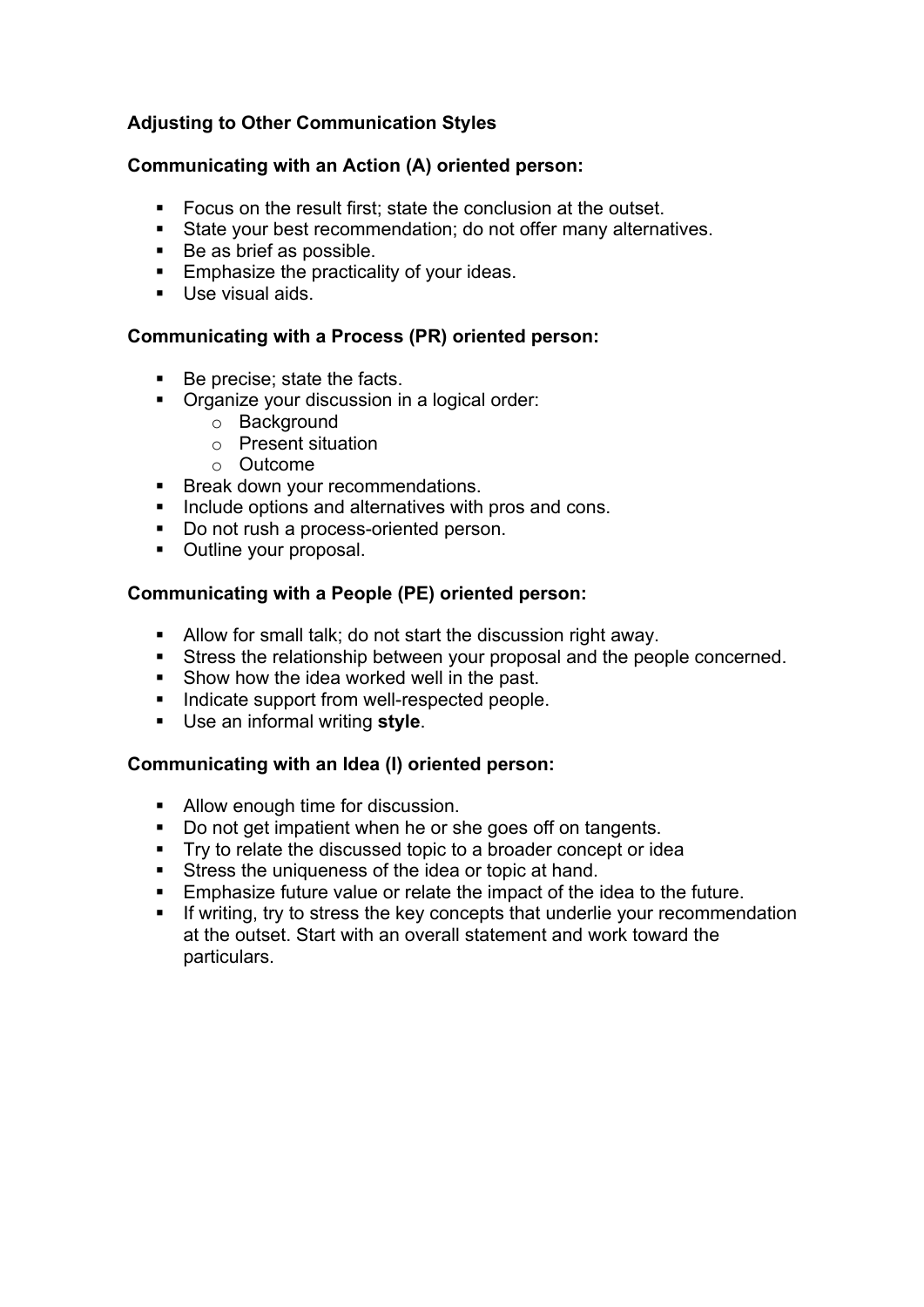**Adjusting to Other Communication Styles**

**Communicating with an Action (A) oriented person:**

- Focus on the result first; state the conclusion at the outset.
- State your best recommendation; do not offer many alternatives.
- Be as brief as possible.
- Emphasize the practicality of your ideas.
- Use visual aids.

**Communicating with a Process (PR) oriented person:**

- Be precise; state the facts.
- Organize your discussion in a logical order:
  - Background
  - Present situation
  - Outcome
- Break down your recommendations.
- Include options and alternatives with pros and cons.
- Do not rush a process-oriented person.
- Outline your proposal.

**Communicating with a People (PE) oriented person:**

- Allow for small talk; do not start the discussion right away.
- Stress the relationship between your proposal and the people concerned.
- Show how the idea worked well in the past.
- Indicate support from well-respected people.
- Use an informal writing **style**.

**Communicating with an Idea (I) oriented person:**

- Allow enough time for discussion.
- Do not get impatient when he or she goes off on tangents.
- Try to relate the discussed topic to a broader concept or idea
- Stress the uniqueness of the idea or topic at hand.
- Emphasize future value or relate the impact of the idea to the future.
- If writing, try to stress the key concepts that underlie your recommendation at the outset. Start with an overall statement and work toward the particulars.